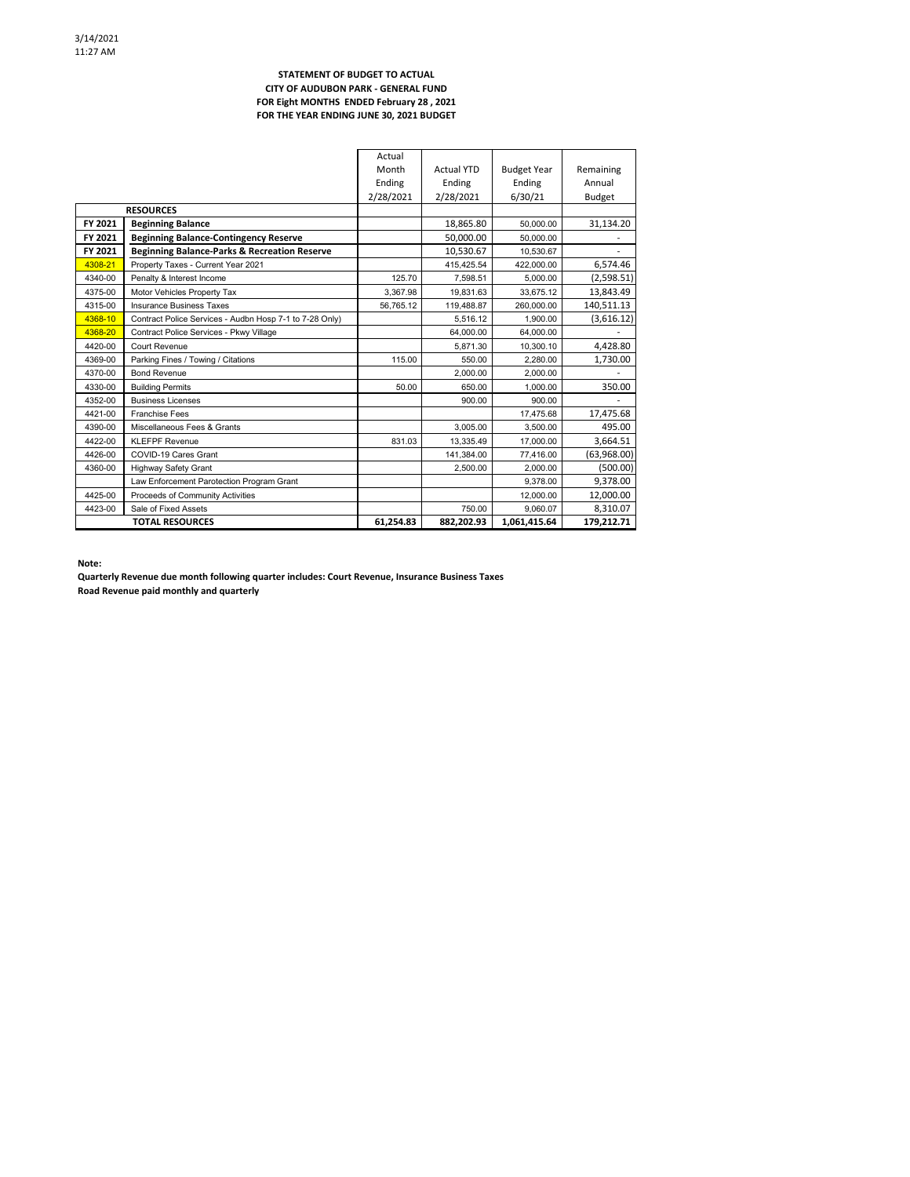3/14/2021
11:27 AM

**STATEMENT OF BUDGET TO ACTUAL**
**CITY OF AUDUBON PARK - GENERAL FUND**
**FOR Eight MONTHS ENDED February 28 , 2021**
**FOR THE YEAR ENDING JUNE 30, 2021 BUDGET**

| | | Actual Month Ending 2/28/2021 | Actual YTD Ending 2/28/2021 | Budget Year Ending 6/30/21 | Remaining Annual Budget |
|---|---|---|---|---|---|
| | **RESOURCES** | | | | |
| **FY 2021** | **Beginning Balance** | | 18,865.80 | 50,000.00 | 31,134.20 |
| **FY 2021** | **Beginning Balance-Contingency Reserve** | | 50,000.00 | 50,000.00 | - |
| **FY 2021** | **Beginning Balance-Parks & Recreation Reserve** | | 10,530.67 | 10,530.67 | - |
| 4308-21 | Property Taxes - Current Year 2021 | | 415,425.54 | 422,000.00 | 6,574.46 |
| 4340-00 | Penalty & Interest Income | 125.70 | 7,598.51 | 5,000.00 | (2,598.51) |
| 4375-00 | Motor Vehicles Property Tax | 3,367.98 | 19,831.63 | 33,675.12 | 13,843.49 |
| 4315-00 | Insurance Business Taxes | 56,765.12 | 119,488.87 | 260,000.00 | 140,511.13 |
| 4368-10 | Contract Police Services - Audbn Hosp 7-1 to 7-28 Only) | | 5,516.12 | 1,900.00 | (3,616.12) |
| 4368-20 | Contract Police Services - Pkwy Village | | 64,000.00 | 64,000.00 | - |
| 4420-00 | Court Revenue | | 5,871.30 | 10,300.10 | 4,428.80 |
| 4369-00 | Parking Fines / Towing / Citations | 115.00 | 550.00 | 2,280.00 | 1,730.00 |
| 4370-00 | Bond Revenue | | 2,000.00 | 2,000.00 | - |
| 4330-00 | Building Permits | 50.00 | 650.00 | 1,000.00 | 350.00 |
| 4352-00 | Business Licenses | | 900.00 | 900.00 | - |
| 4421-00 | Franchise Fees | | | 17,475.68 | 17,475.68 |
| 4390-00 | Miscellaneous Fees & Grants | | 3,005.00 | 3,500.00 | 495.00 |
| 4422-00 | KLEFPF Revenue | 831.03 | 13,335.49 | 17,000.00 | 3,664.51 |
| 4426-00 | COVID-19 Cares Grant | | 141,384.00 | 77,416.00 | (63,968.00) |
| 4360-00 | Highway Safety Grant | | 2,500.00 | 2,000.00 | (500.00) |
| | Law Enforcement Parotection Program Grant | | | 9,378.00 | 9,378.00 |
| 4425-00 | Proceeds of Community Activities | | | 12,000.00 | 12,000.00 |
| 4423-00 | Sale of Fixed Assets | | 750.00 | 9,060.07 | 8,310.07 |
| | **TOTAL RESOURCES** | **61,254.83** | **882,202.93** | **1,061,415.64** | **179,212.71** |

**Note:**

**Quarterly Revenue due month following quarter includes: Court Revenue, Insurance Business Taxes**
**Road Revenue paid monthly and quarterly**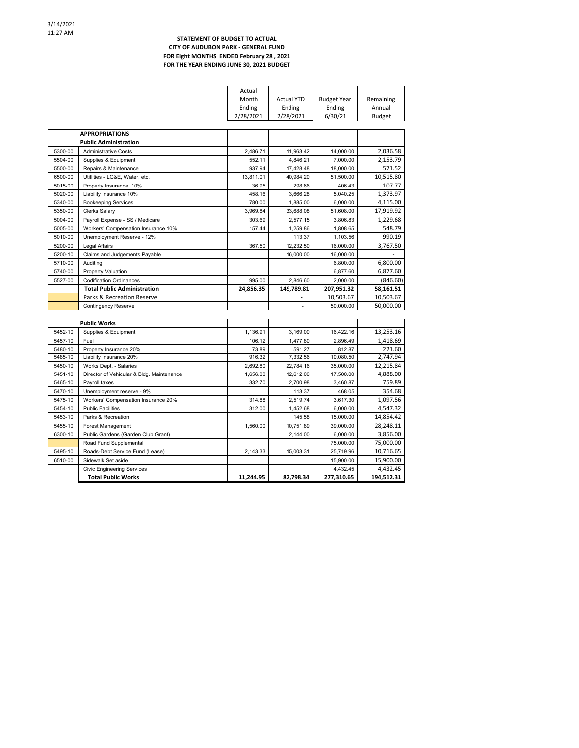3/14/2021
11:27 AM

**STATEMENT OF BUDGET TO ACTUAL**
**CITY OF AUDUBON PARK - GENERAL FUND**
**FOR Eight MONTHS ENDED February 28 , 2021**
**FOR THE YEAR ENDING JUNE 30, 2021 BUDGET**

| | | Actual Month Ending 2/28/2021 | Actual YTD Ending 2/28/2021 | Budget Year Ending 6/30/21 | Remaining Annual Budget |
|---|---|---|---|---|---|
| | **APPROPRIATIONS** | | | | |
| | **Public Administration** | | | | |
| 5300-00 | Administrative Costs | 2,486.71 | 11,963.42 | 14,000.00 | 2,036.58 |
| 5504-00 | Supplies & Equipment | 552.11 | 4,846.21 | 7,000.00 | 2,153.79 |
| 5500-00 | Repairs & Maintenance | 937.94 | 17,428.48 | 18,000.00 | 571.52 |
| 6500-00 | Utitlities - LG&E, Water, etc. | 13,811.01 | 40,984.20 | 51,500.00 | 10,515.80 |
| 5015-00 | Property Insurance 10% | 36.95 | 298.66 | 406.43 | 107.77 |
| 5020-00 | Liability Insurance 10% | 458.16 | 3,666.28 | 5,040.25 | 1,373.97 |
| 5340-00 | Bookeeping Services | 780.00 | 1,885.00 | 6,000.00 | 4,115.00 |
| 5350-00 | Clerks Salary | 3,969.84 | 33,688.08 | 51,608.00 | 17,919.92 |
| 5004-00 | Payroll Expense - SS / Medicare | 303.69 | 2,577.15 | 3,806.83 | 1,229.68 |
| 5005-00 | Workers' Compensation Insurance 10% | 157.44 | 1,259.86 | 1,808.65 | 548.79 |
| 5010-00 | Unemployment Reserve - 12% | | 113.37 | 1,103.56 | 990.19 |
| 5200-00 | Legal Affairs | 367.50 | 12,232.50 | 16,000.00 | 3,767.50 |
| 5200-10 | Claims and Judgements Payable | | 16,000.00 | 16,000.00 | - |
| 5710-00 | Auditing | | | 6,800.00 | 6,800.00 |
| 5740-00 | Property Valuation | | | 6,877.60 | 6,877.60 |
| 5527-00 | Codification Ordinances | 995.00 | 2,846.60 | 2,000.00 | (846.60) |
| | **Total Public Administration** | **24,856.35** | **149,789.81** | **207,951.32** | **58,161.51** |
| | Parks & Recreation Reserve | | - | 10,503.67 | 10,503.67 |
| | Contingency Reserve | | - | 50,000.00 | 50,000.00 |
| | | | | | |
| | **Public Works** | | | | |
| 5452-10 | Supplies & Equipment | 1,136.91 | 3,169.00 | 16,422.16 | 13,253.16 |
| 5457-10 | Fuel | 106.12 | 1,477.80 | 2,896.49 | 1,418.69 |
| 5480-10 | Property Insurance 20% | 73.89 | 591.27 | 812.87 | 221.60 |
| 5485-10 | Liability Insurance 20% | 916.32 | 7,332.56 | 10,080.50 | 2,747.94 |
| 5450-10 | Works Dept. - Salaries | 2,692.80 | 22,784.16 | 35,000.00 | 12,215.84 |
| 5451-10 | Director of Vehicular & Bldg. Maintenance | 1,656.00 | 12,612.00 | 17,500.00 | 4,888.00 |
| 5465-10 | Payroll taxes | 332.70 | 2,700.98 | 3,460.87 | 759.89 |
| 5470-10 | Unemployment reserve - 9% | | 113.37 | 468.05 | 354.68 |
| 5475-10 | Workers' Compensation Insurance 20% | 314.88 | 2,519.74 | 3,617.30 | 1,097.56 |
| 5454-10 | Public Facilities | 312.00 | 1,452.68 | 6,000.00 | 4,547.32 |
| 5453-10 | Parks & Recreation | | 145.58 | 15,000.00 | 14,854.42 |
| 5455-10 | Forest Management | 1,560.00 | 10,751.89 | 39,000.00 | 28,248.11 |
| 6300-10 | Public Gardens (Garden Club Grant) | | 2,144.00 | 6,000.00 | 3,856.00 |
| | Road Fund Supplemental | | | 75,000.00 | 75,000.00 |
| 5495-10 | Roads-Debt Service Fund (Lease) | 2,143.33 | 15,003.31 | 25,719.96 | 10,716.65 |
| 6510-00 | Sidewalk Set aside | | | 15,900.00 | 15,900.00 |
| | Civic Engineering Services | | | 4,432.45 | 4,432.45 |
| | **Total Public Works** | **11,244.95** | **82,798.34** | **277,310.65** | **194,512.31** |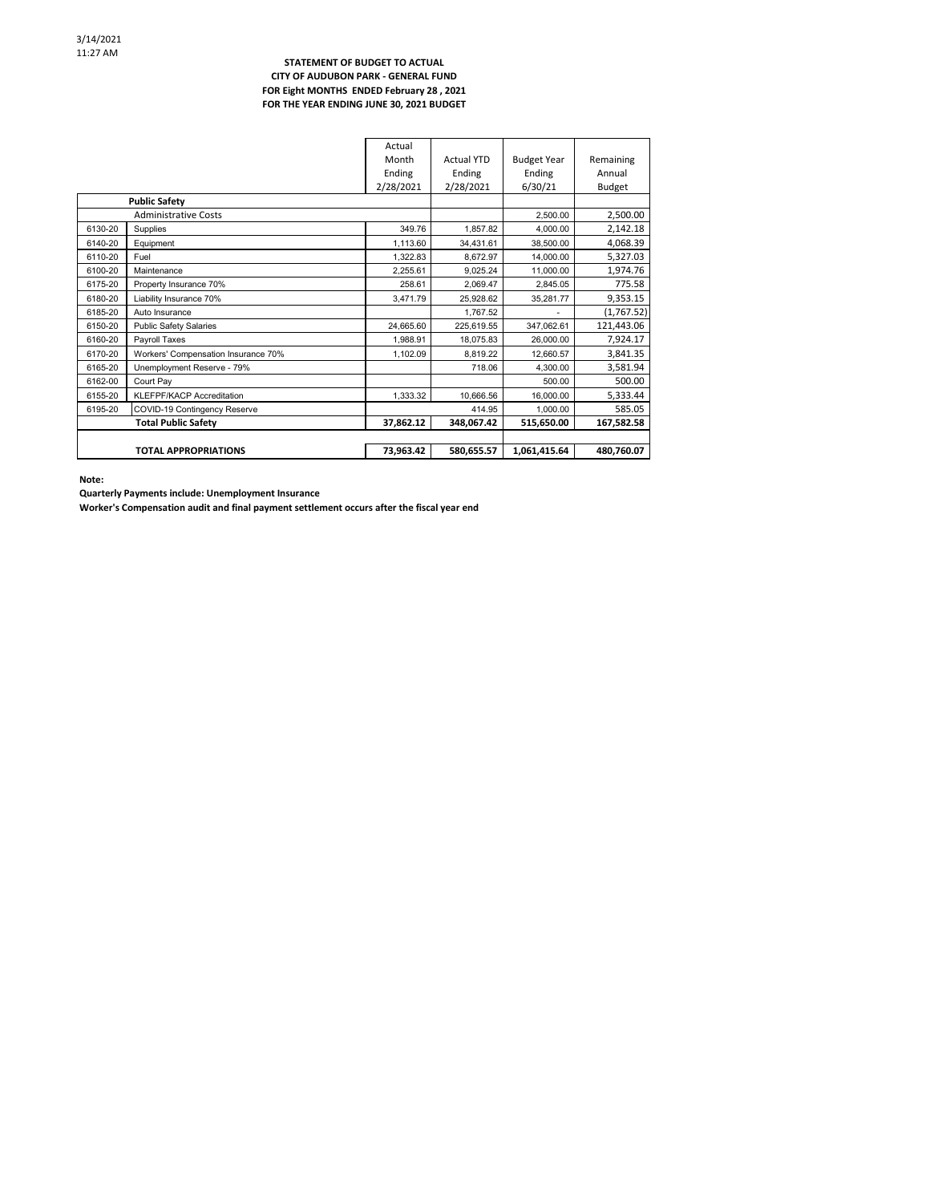3/14/2021
11:27 AM

**STATEMENT OF BUDGET TO ACTUAL**
**CITY OF AUDUBON PARK - GENERAL FUND**
**FOR Eight MONTHS ENDED February 28 , 2021**
**FOR THE YEAR ENDING JUNE 30, 2021 BUDGET**

| | | Actual Month Ending 2/28/2021 | Actual YTD Ending 2/28/2021 | Budget Year Ending 6/30/21 | Remaining Annual Budget |
|---|---|---|---|---|---|
| | **Public Safety** | | | | |
| | Administrative Costs | | | 2,500.00 | 2,500.00 |
| 6130-20 | Supplies | 349.76 | 1,857.82 | 4,000.00 | 2,142.18 |
| 6140-20 | Equipment | 1,113.60 | 34,431.61 | 38,500.00 | 4,068.39 |
| 6110-20 | Fuel | 1,322.83 | 8,672.97 | 14,000.00 | 5,327.03 |
| 6100-20 | Maintenance | 2,255.61 | 9,025.24 | 11,000.00 | 1,974.76 |
| 6175-20 | Property Insurance 70% | 258.61 | 2,069.47 | 2,845.05 | 775.58 |
| 6180-20 | Liability Insurance 70% | 3,471.79 | 25,928.62 | 35,281.77 | 9,353.15 |
| 6185-20 | Auto Insurance | | 1,767.52 | - | (1,767.52) |
| 6150-20 | Public Safety Salaries | 24,665.60 | 225,619.55 | 347,062.61 | 121,443.06 |
| 6160-20 | Payroll Taxes | 1,988.91 | 18,075.83 | 26,000.00 | 7,924.17 |
| 6170-20 | Workers' Compensation Insurance 70% | 1,102.09 | 8,819.22 | 12,660.57 | 3,841.35 |
| 6165-20 | Unemployment Reserve - 79% | | 718.06 | 4,300.00 | 3,581.94 |
| 6162-00 | Court Pay | | | 500.00 | 500.00 |
| 6155-20 | KLEFPF/KACP Accreditation | 1,333.32 | 10,666.56 | 16,000.00 | 5,333.44 |
| 6195-20 | COVID-19 Contingency Reserve | | 414.95 | 1,000.00 | 585.05 |
| | **Total Public Safety** | **37,862.12** | **348,067.42** | **515,650.00** | **167,582.58** |
| | | | | | |
| | **TOTAL APPROPRIATIONS** | **73,963.42** | **580,655.57** | **1,061,415.64** | **480,760.07** |

**Note:**
**Quarterly Payments include: Unemployment Insurance**
**Worker's Compensation audit and final payment settlement occurs after the fiscal year end**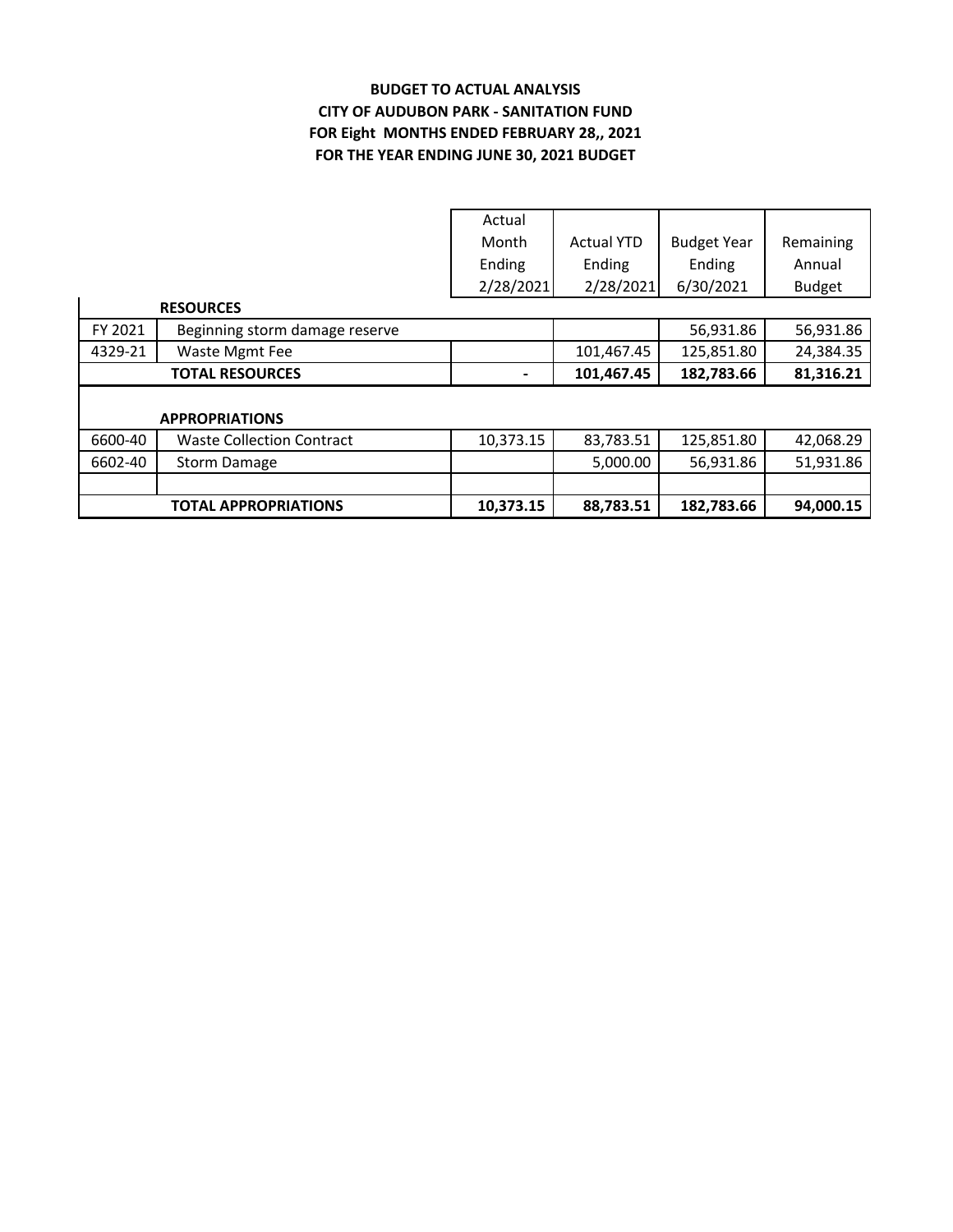**BUDGET TO ACTUAL ANALYSIS**
**CITY OF AUDUBON PARK - SANITATION FUND**
**FOR Eight MONTHS ENDED FEBRUARY 28,, 2021**
**FOR THE YEAR ENDING JUNE 30, 2021 BUDGET**

| | | Actual Month Ending 2/28/2021 | Actual YTD Ending 2/28/2021 | Budget Year Ending 6/30/2021 | Remaining Annual Budget |
|---|---|---|---|---|---|
| | **RESOURCES** | | | | |
| FY 2021 | Beginning storm damage reserve | | | 56,931.86 | 56,931.86 |
| 4329-21 | Waste Mgmt Fee | | 101,467.45 | 125,851.80 | 24,384.35 |
| | **TOTAL RESOURCES** | **-** | **101,467.45** | **182,783.66** | **81,316.21** |
| | **APPROPRIATIONS** | | | | |
| 6600-40 | Waste Collection Contract | 10,373.15 | 83,783.51 | 125,851.80 | 42,068.29 |
| 6602-40 | Storm Damage | | 5,000.00 | 56,931.86 | 51,931.86 |
| | | | | | |
| | **TOTAL APPROPRIATIONS** | **10,373.15** | **88,783.51** | **182,783.66** | **94,000.15** |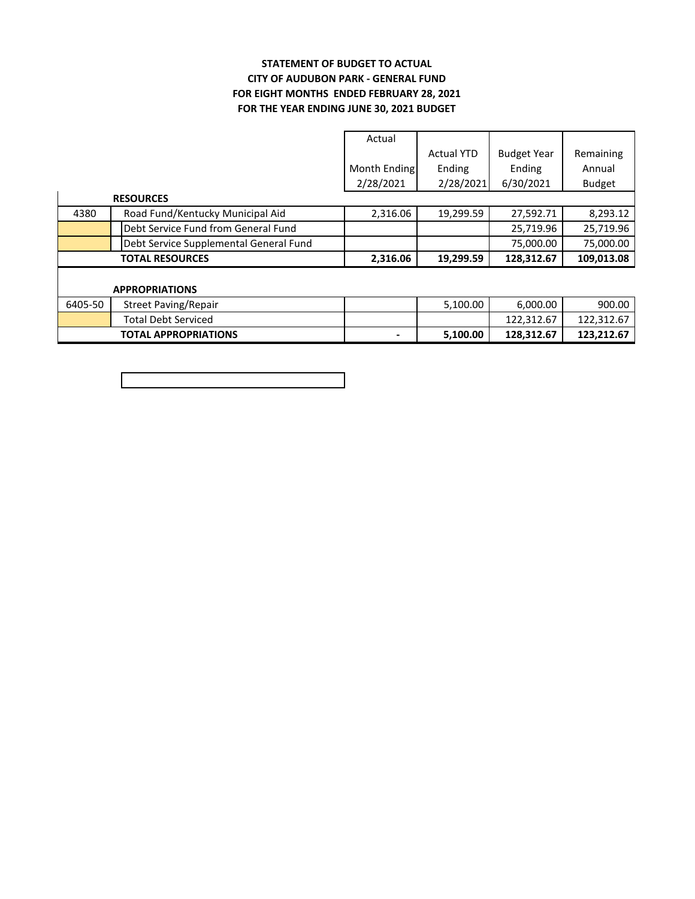**STATEMENT OF BUDGET TO ACTUAL**
**CITY OF AUDUBON PARK - GENERAL FUND**
**FOR EIGHT MONTHS ENDED FEBRUARY 28, 2021**
**FOR THE YEAR ENDING JUNE 30, 2021 BUDGET**

| | | Actual Month Ending 2/28/2021 | Actual YTD Ending 2/28/2021 | Budget Year Ending 6/30/2021 | Remaining Annual Budget |
|---|---|---|---|---|---|
| | **RESOURCES** | | | | |
| 4380 | Road Fund/Kentucky Municipal Aid | 2,316.06 | 19,299.59 | 27,592.71 | 8,293.12 |
| | Debt Service Fund from General Fund | | | 25,719.96 | 25,719.96 |
| | Debt Service Supplemental General Fund | | | 75,000.00 | 75,000.00 |
| | **TOTAL RESOURCES** | **2,316.06** | **19,299.59** | **128,312.67** | **109,013.08** |
| | **APPROPRIATIONS** | | | | |
| 6405-50 | Street Paving/Repair | | 5,100.00 | 6,000.00 | 900.00 |
| | Total Debt Serviced | | | 122,312.67 | 122,312.67 |
| | **TOTAL APPROPRIATIONS** | **-** | **5,100.00** | **128,312.67** | **123,212.67** |